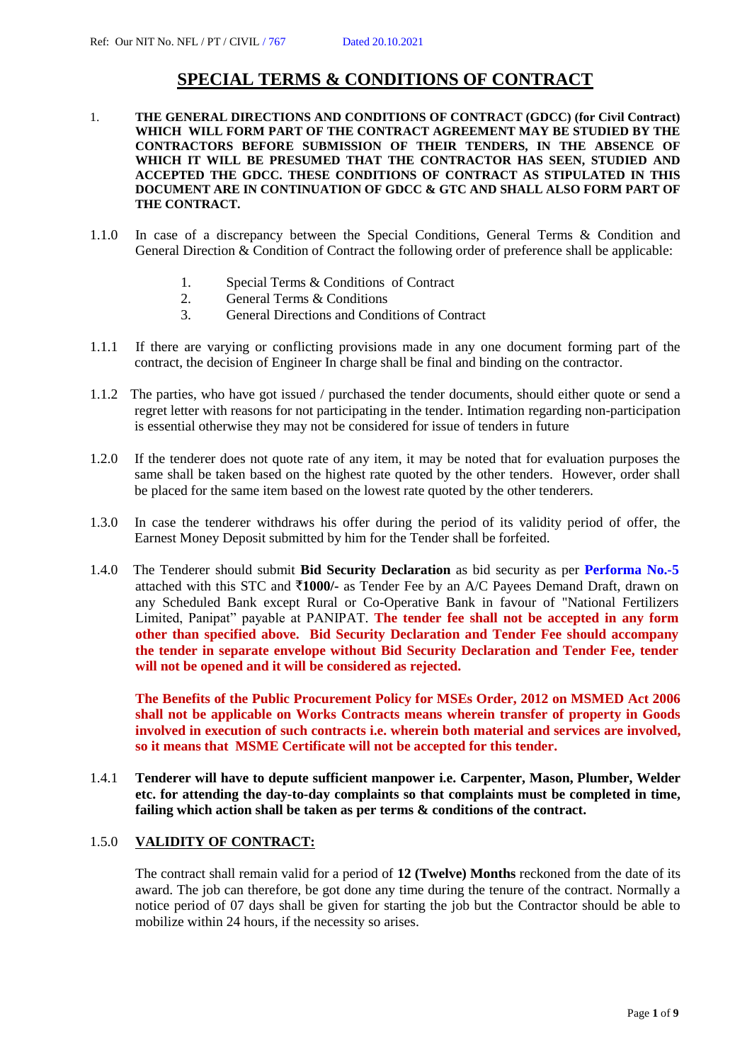Ref: Our NIT No. NFL / PT / CIVIL / 767 Dated 20.10.2021

# SPECIAL TERMS & CONDITIONS OF CONTRACT

1. **THE GENERAL DIRECTIONS AND CONDITIONS OF CONTRACT (GDCC) (for Civil Contract) WHICH WILL FORM PART OF THE CONTRACT AGREEMENT MAY BE STUDIED BY THE CONTRACTORS BEFORE SUBMISSION OF THEIR TENDERS, IN THE ABSENCE OF WHICH IT WILL BE PRESUMED THAT THE CONTRACTOR HAS SEEN, STUDIED AND ACCEPTED THE GDCC. THESE CONDITIONS OF CONTRACT AS STIPULATED IN THIS DOCUMENT ARE IN CONTINUATION OF GDCC & GTC AND SHALL ALSO FORM PART OF THE CONTRACT.**

1.1.0 In case of a discrepancy between the Special Conditions, General Terms & Condition and General Direction & Condition of Contract the following order of preference shall be applicable:

1. Special Terms & Conditions of Contract
2. General Terms & Conditions
3. General Directions and Conditions of Contract

1.1.1 If there are varying or conflicting provisions made in any one document forming part of the contract, the decision of Engineer In charge shall be final and binding on the contractor.

1.1.2 The parties, who have got issued / purchased the tender documents, should either quote or send a regret letter with reasons for not participating in the tender. Intimation regarding non-participation is essential otherwise they may not be considered for issue of tenders in future

1.2.0 If the tenderer does not quote rate of any item, it may be noted that for evaluation purposes the same shall be taken based on the highest rate quoted by the other tenders. However, order shall be placed for the same item based on the lowest rate quoted by the other tenderers.

1.3.0 In case the tenderer withdraws his offer during the period of its validity period of offer, the Earnest Money Deposit submitted by him for the Tender shall be forfeited.

1.4.0 The Tenderer should submit **Bid Security Declaration** as bid security as per **Performa No.-5** attached with this STC and **₹1000/-** as Tender Fee by an A/C Payees Demand Draft, drawn on any Scheduled Bank except Rural or Co-Operative Bank in favour of "National Fertilizers Limited, Panipat" payable at PANIPAT. **The tender fee shall not be accepted in any form other than specified above. Bid Security Declaration and Tender Fee should accompany the tender in separate envelope without Bid Security Declaration and Tender Fee, tender will not be opened and it will be considered as rejected.**

**The Benefits of the Public Procurement Policy for MSEs Order, 2012 on MSMED Act 2006 shall not be applicable on Works Contracts means wherein transfer of property in Goods involved in execution of such contracts i.e. wherein both material and services are involved, so it means that MSME Certificate will not be accepted for this tender.**

1.4.1 **Tenderer will have to depute sufficient manpower i.e. Carpenter, Mason, Plumber, Welder etc. for attending the day-to-day complaints so that complaints must be completed in time, failing which action shall be taken as per terms & conditions of the contract.**

1.5.0 **VALIDITY OF CONTRACT:**

The contract shall remain valid for a period of **12 (Twelve) Months** reckoned from the date of its award. The job can therefore, be got done any time during the tenure of the contract. Normally a notice period of 07 days shall be given for starting the job but the Contractor should be able to mobilize within 24 hours, if the necessity so arises.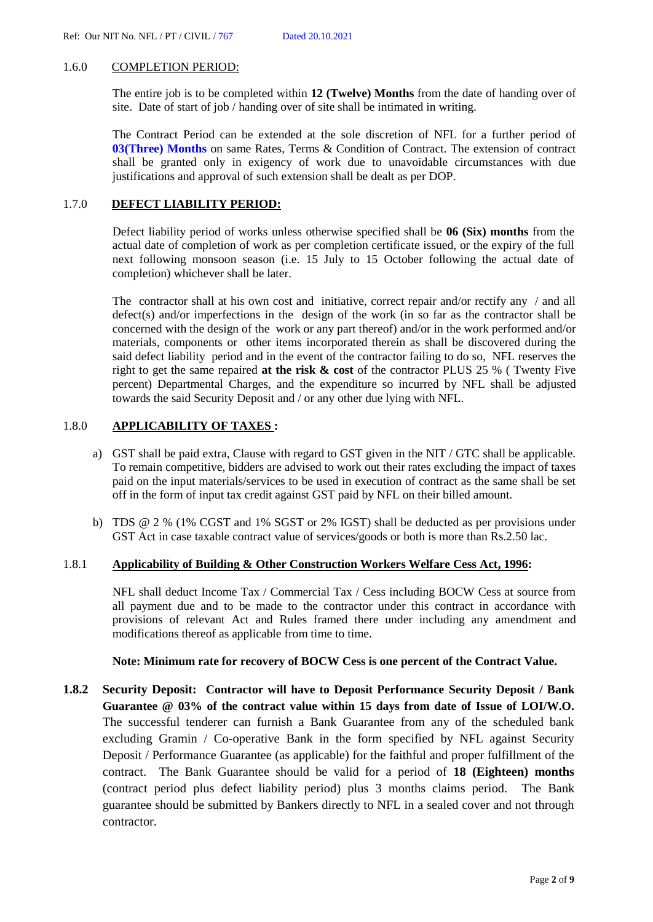Ref: Our NIT No. NFL / PT / CIVIL / 767 Dated 20.10.2021

1.6.0 COMPLETION PERIOD:

The entire job is to be completed within **12 (Twelve) Months** from the date of handing over of site. Date of start of job / handing over of site shall be intimated in writing.

The Contract Period can be extended at the sole discretion of NFL for a further period of **03(Three) Months** on same Rates, Terms & Condition of Contract. The extension of contract shall be granted only in exigency of work due to unavoidable circumstances with due justifications and approval of such extension shall be dealt as per DOP.

1.7.0 **DEFECT LIABILITY PERIOD:**

Defect liability period of works unless otherwise specified shall be **06 (Six) months** from the actual date of completion of work as per completion certificate issued, or the expiry of the full next following monsoon season (i.e. 15 July to 15 October following the actual date of completion) whichever shall be later.

The contractor shall at his own cost and initiative, correct repair and/or rectify any / and all defect(s) and/or imperfections in the design of the work (in so far as the contractor shall be concerned with the design of the work or any part thereof) and/or in the work performed and/or materials, components or other items incorporated therein as shall be discovered during the said defect liability period and in the event of the contractor failing to do so, NFL reserves the right to get the same repaired **at the risk & cost** of the contractor PLUS 25 % ( Twenty Five percent) Departmental Charges, and the expenditure so incurred by NFL shall be adjusted towards the said Security Deposit and / or any other due lying with NFL.

1.8.0 **APPLICABILITY OF TAXES :**

a) GST shall be paid extra, Clause with regard to GST given in the NIT / GTC shall be applicable. To remain competitive, bidders are advised to work out their rates excluding the impact of taxes paid on the input materials/services to be used in execution of contract as the same shall be set off in the form of input tax credit against GST paid by NFL on their billed amount.

b) TDS @ 2 % (1% CGST and 1% SGST or 2% IGST) shall be deducted as per provisions under GST Act in case taxable contract value of services/goods or both is more than Rs.2.50 lac.

1.8.1 **Applicability of Building & Other Construction Workers Welfare Cess Act, 1996:**

NFL shall deduct Income Tax / Commercial Tax / Cess including BOCW Cess at source from all payment due and to be made to the contractor under this contract in accordance with provisions of relevant Act and Rules framed there under including any amendment and modifications thereof as applicable from time to time.

**Note: Minimum rate for recovery of BOCW Cess is one percent of the Contract Value.**

**1.8.2 Security Deposit: Contractor will have to Deposit Performance Security Deposit / Bank Guarantee @ 03% of the contract value within 15 days from date of Issue of LOI/W.O.** The successful tenderer can furnish a Bank Guarantee from any of the scheduled bank excluding Gramin / Co-operative Bank in the form specified by NFL against Security Deposit / Performance Guarantee (as applicable) for the faithful and proper fulfillment of the contract. The Bank Guarantee should be valid for a period of **18 (Eighteen) months** (contract period plus defect liability period) plus 3 months claims period. The Bank guarantee should be submitted by Bankers directly to NFL in a sealed cover and not through contractor.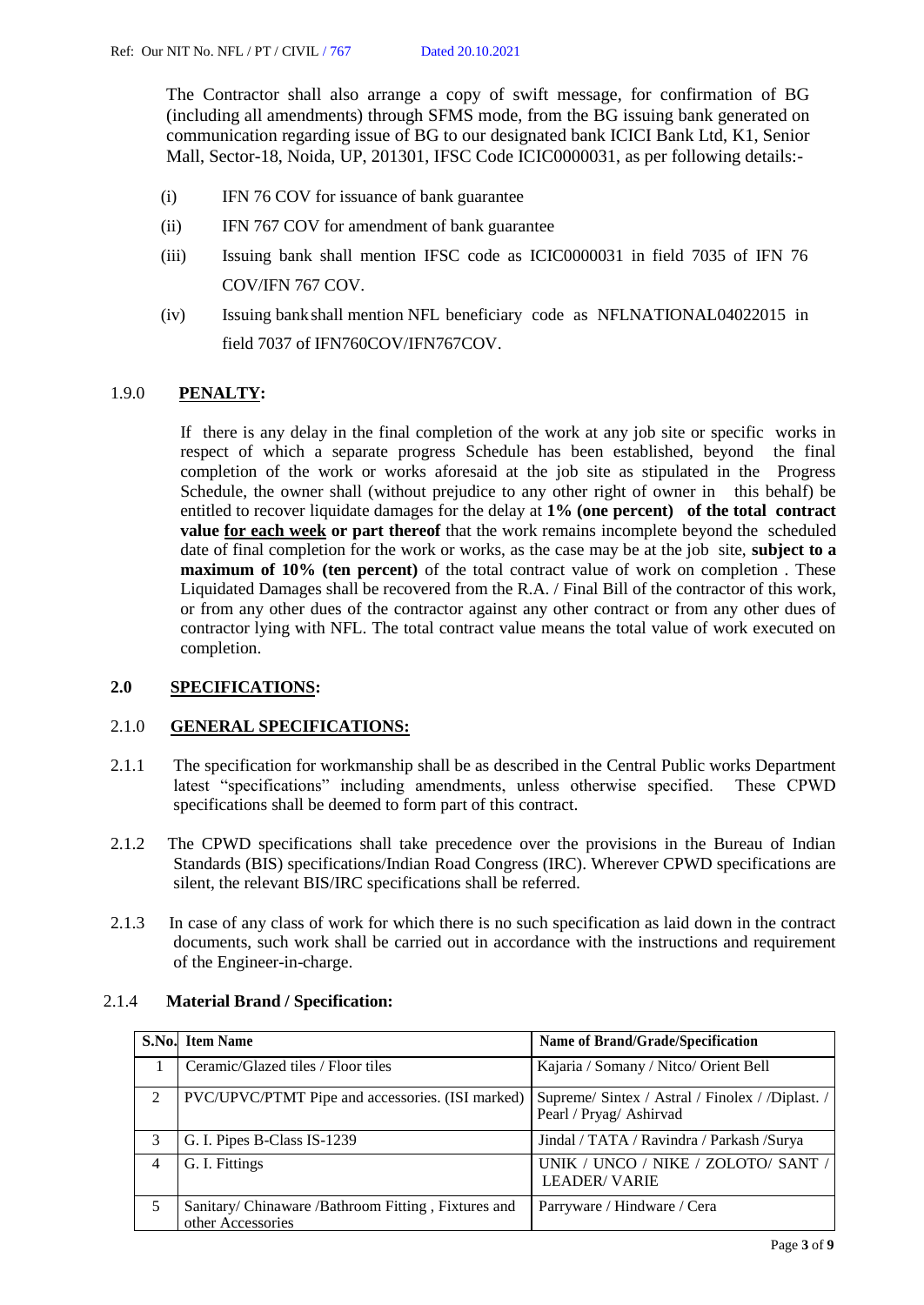The Contractor shall also arrange a copy of swift message, for confirmation of BG (including all amendments) through SFMS mode, from the BG issuing bank generated on communication regarding issue of BG to our designated bank ICICI Bank Ltd, K1, Senior Mall, Sector-18, Noida, UP, 201301, IFSC Code ICIC0000031, as per following details:-

(i) IFN 76 COV for issuance of bank guarantee

(ii) IFN 767 COV for amendment of bank guarantee

(iii) Issuing bank shall mention IFSC code as ICIC0000031 in field 7035 of IFN 76 COV/IFN 767 COV.

(iv) Issuing bank shall mention NFL beneficiary code as NFLNATIONAL04022015 in field 7037 of IFN760COV/IFN767COV.

## 1.9.0 PENALTY:

If there is any delay in the final completion of the work at any job site or specific works in respect of which a separate progress Schedule has been established, beyond the final completion of the work or works aforesaid at the job site as stipulated in the Progress Schedule, the owner shall (without prejudice to any other right of owner in this behalf) be entitled to recover liquidate damages for the delay at **1% (one percent) of the total contract value <u>for each week</u> or part thereof** that the work remains incomplete beyond the scheduled date of final completion for the work or works, as the case may be at the job site, **subject to a maximum of 10% (ten percent)** of the total contract value of work on completion . These Liquidated Damages shall be recovered from the R.A. / Final Bill of the contractor of this work, or from any other dues of the contractor against any other contract or from any other dues of contractor lying with NFL. The total contract value means the total value of work executed on completion.

## 2.0 SPECIFICATIONS:

### 2.1.0 GENERAL SPECIFICATIONS:

2.1.1 The specification for workmanship shall be as described in the Central Public works Department latest "specifications" including amendments, unless otherwise specified. These CPWD specifications shall be deemed to form part of this contract.

2.1.2 The CPWD specifications shall take precedence over the provisions in the Bureau of Indian Standards (BIS) specifications/Indian Road Congress (IRC). Wherever CPWD specifications are silent, the relevant BIS/IRC specifications shall be referred.

2.1.3 In case of any class of work for which there is no such specification as laid down in the contract documents, such work shall be carried out in accordance with the instructions and requirement of the Engineer-in-charge.

### 2.1.4 Material Brand / Specification:

| S.No. | Item Name | Name of Brand/Grade/Specification |
|---|---|---|
| 1 | Ceramic/Glazed tiles / Floor tiles | Kajaria / Somany / Nitco/ Orient Bell |
| 2 | PVC/UPVC/PTMT Pipe and accessories. (ISI marked) | Supreme/ Sintex / Astral / Finolex / /Diplast. / Pearl / Pryag/ Ashirvad |
| 3 | G. I. Pipes B-Class IS-1239 | Jindal / TATA / Ravindra / Parkash /Surya |
| 4 | G. I. Fittings | UNIK / UNCO / NIKE / ZOLOTO/ SANT / LEADER/ VARIE |
| 5 | Sanitary/ Chinaware /Bathroom Fitting , Fixtures and other Accessories | Parryware / Hindware / Cera |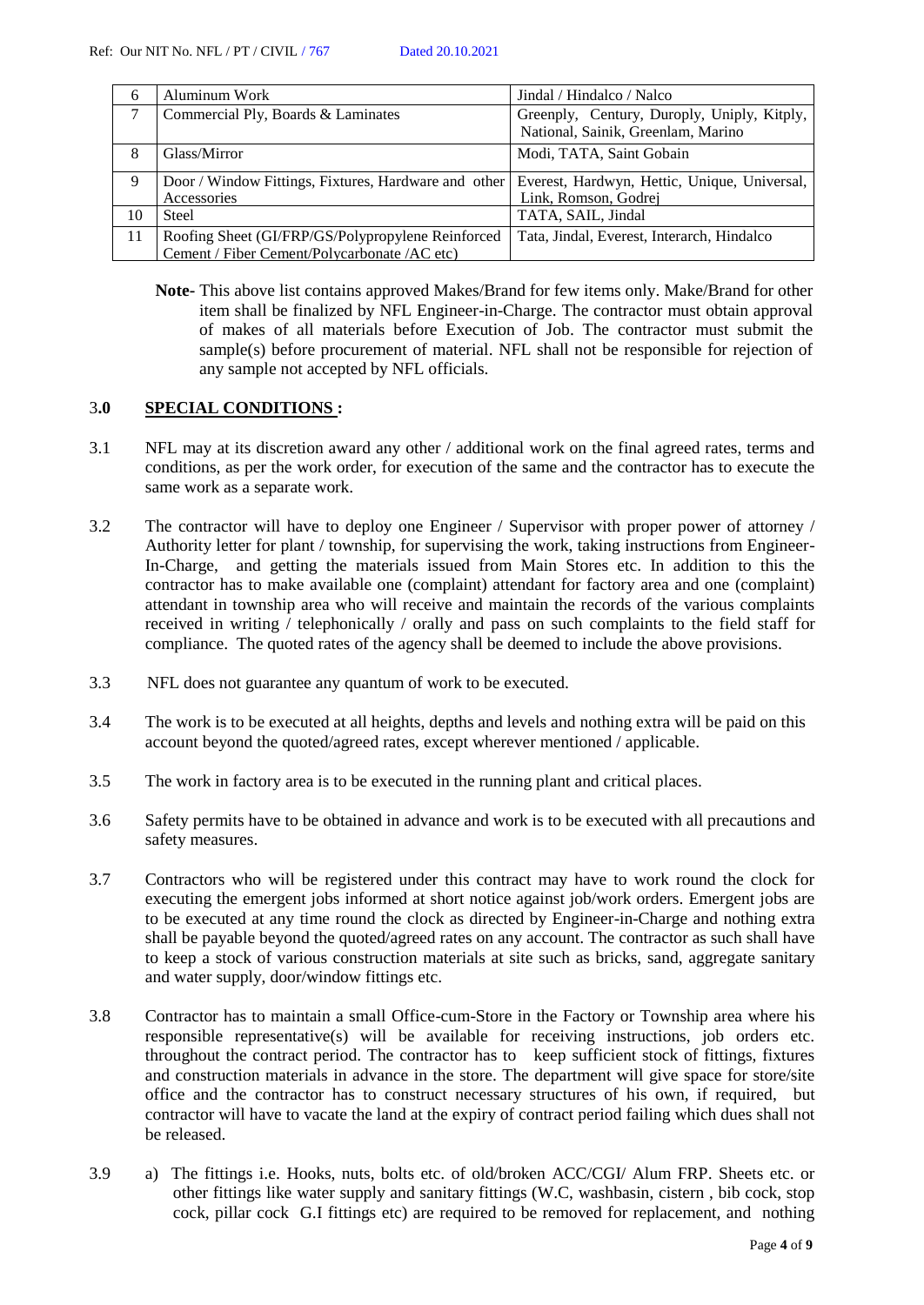| 6 | Aluminum Work | Jindal / Hindalco / Nalco |
|---|---|---|
| 7 | Commercial Ply, Boards & Laminates | Greenply, Century, Duroply, Uniply, Kitply, National, Sainik, Greenlam, Marino |
| 8 | Glass/Mirror | Modi, TATA, Saint Gobain |
| 9 | Door / Window Fittings, Fixtures, Hardware and other Accessories | Everest, Hardwyn, Hettic, Unique, Universal, Link, Romson, Godrej |
| 10 | Steel | TATA, SAIL, Jindal |
| 11 | Roofing Sheet (GI/FRP/GS/Polypropylene Reinforced Cement / Fiber Cement/Polycarbonate /AC etc) | Tata, Jindal, Everest, Interarch, Hindalco |

**Note-** This above list contains approved Makes/Brand for few items only. Make/Brand for other item shall be finalized by NFL Engineer-in-Charge. The contractor must obtain approval of makes of all materials before Execution of Job. The contractor must submit the sample(s) before procurement of material. NFL shall not be responsible for rejection of any sample not accepted by NFL officials.

## 3.0 SPECIAL CONDITIONS :

3.1 NFL may at its discretion award any other / additional work on the final agreed rates, terms and conditions, as per the work order, for execution of the same and the contractor has to execute the same work as a separate work.

3.2 The contractor will have to deploy one Engineer / Supervisor with proper power of attorney / Authority letter for plant / township, for supervising the work, taking instructions from Engineer-In-Charge, and getting the materials issued from Main Stores etc. In addition to this the contractor has to make available one (complaint) attendant for factory area and one (complaint) attendant in township area who will receive and maintain the records of the various complaints received in writing / telephonically / orally and pass on such complaints to the field staff for compliance. The quoted rates of the agency shall be deemed to include the above provisions.

3.3 NFL does not guarantee any quantum of work to be executed.

3.4 The work is to be executed at all heights, depths and levels and nothing extra will be paid on this account beyond the quoted/agreed rates, except wherever mentioned / applicable.

3.5 The work in factory area is to be executed in the running plant and critical places.

3.6 Safety permits have to be obtained in advance and work is to be executed with all precautions and safety measures.

3.7 Contractors who will be registered under this contract may have to work round the clock for executing the emergent jobs informed at short notice against job/work orders. Emergent jobs are to be executed at any time round the clock as directed by Engineer-in-Charge and nothing extra shall be payable beyond the quoted/agreed rates on any account. The contractor as such shall have to keep a stock of various construction materials at site such as bricks, sand, aggregate sanitary and water supply, door/window fittings etc.

3.8 Contractor has to maintain a small Office-cum-Store in the Factory or Township area where his responsible representative(s) will be available for receiving instructions, job orders etc. throughout the contract period. The contractor has to keep sufficient stock of fittings, fixtures and construction materials in advance in the store. The department will give space for store/site office and the contractor has to construct necessary structures of his own, if required, but contractor will have to vacate the land at the expiry of contract period failing which dues shall not be released.

3.9 a) The fittings i.e. Hooks, nuts, bolts etc. of old/broken ACC/CGI/ Alum FRP. Sheets etc. or other fittings like water supply and sanitary fittings (W.C, washbasin, cistern , bib cock, stop cock, pillar cock G.I fittings etc) are required to be removed for replacement, and nothing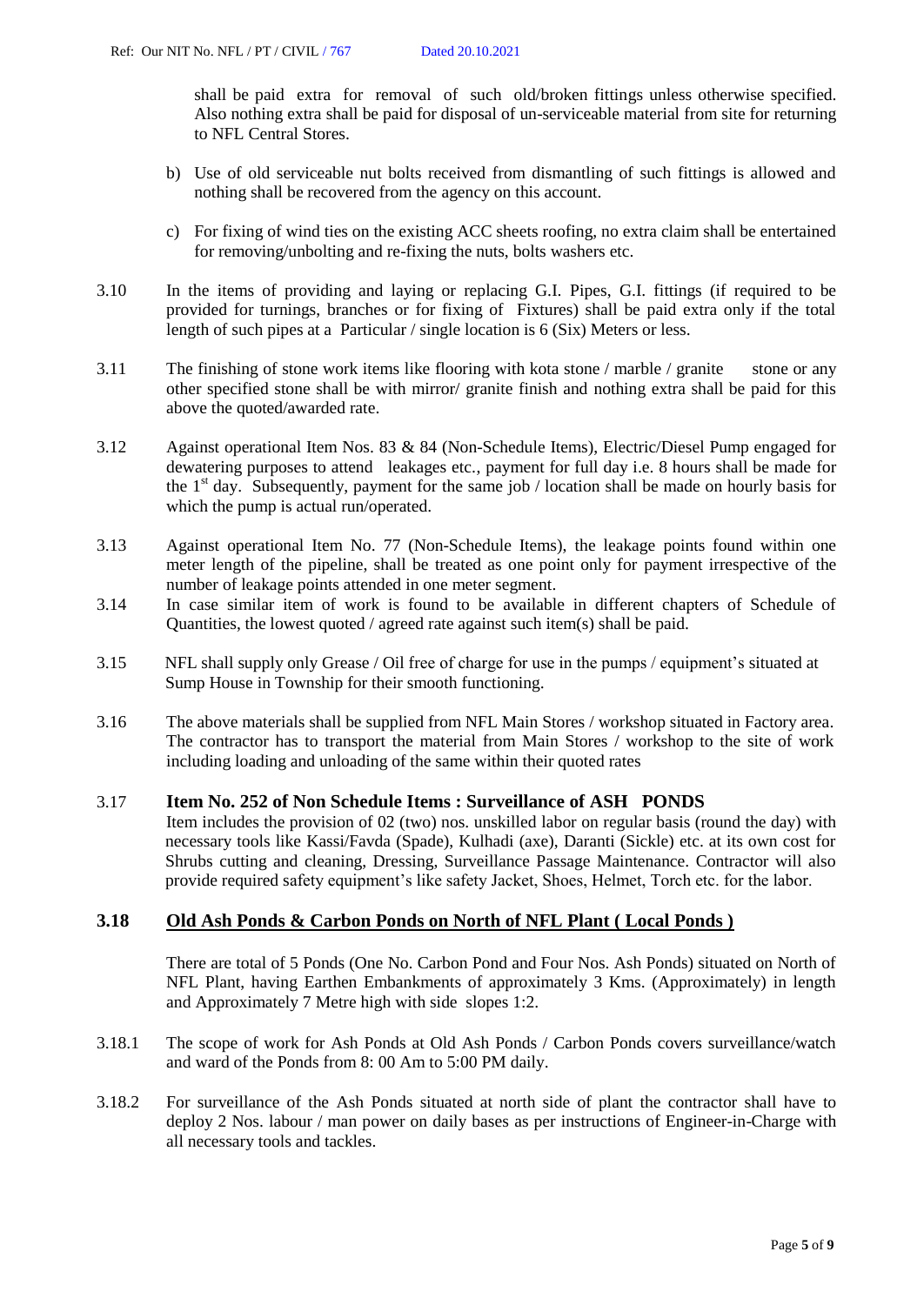shall be paid extra for removal of such old/broken fittings unless otherwise specified. Also nothing extra shall be paid for disposal of un-serviceable material from site for returning to NFL Central Stores.

b) Use of old serviceable nut bolts received from dismantling of such fittings is allowed and nothing shall be recovered from the agency on this account.

c) For fixing of wind ties on the existing ACC sheets roofing, no extra claim shall be entertained for removing/unbolting and re-fixing the nuts, bolts washers etc.

3.10 In the items of providing and laying or replacing G.I. Pipes, G.I. fittings (if required to be provided for turnings, branches or for fixing of Fixtures) shall be paid extra only if the total length of such pipes at a Particular / single location is 6 (Six) Meters or less.

3.11 The finishing of stone work items like flooring with kota stone / marble / granite stone or any other specified stone shall be with mirror/ granite finish and nothing extra shall be paid for this above the quoted/awarded rate.

3.12 Against operational Item Nos. 83 & 84 (Non-Schedule Items), Electric/Diesel Pump engaged for dewatering purposes to attend leakages etc., payment for full day i.e. 8 hours shall be made for the 1st day. Subsequently, payment for the same job / location shall be made on hourly basis for which the pump is actual run/operated.

3.13 Against operational Item No. 77 (Non-Schedule Items), the leakage points found within one meter length of the pipeline, shall be treated as one point only for payment irrespective of the number of leakage points attended in one meter segment.

3.14 In case similar item of work is found to be available in different chapters of Schedule of Quantities, the lowest quoted / agreed rate against such item(s) shall be paid.

3.15 NFL shall supply only Grease / Oil free of charge for use in the pumps / equipment's situated at Sump House in Township for their smooth functioning.

3.16 The above materials shall be supplied from NFL Main Stores / workshop situated in Factory area. The contractor has to transport the material from Main Stores / workshop to the site of work including loading and unloading of the same within their quoted rates

3.17 **Item No. 252 of Non Schedule Items : Surveillance of ASH PONDS**

Item includes the provision of 02 (two) nos. unskilled labor on regular basis (round the day) with necessary tools like Kassi/Favda (Spade), Kulhadi (axe), Daranti (Sickle) etc. at its own cost for Shrubs cutting and cleaning, Dressing, Surveillance Passage Maintenance. Contractor will also provide required safety equipment's like safety Jacket, Shoes, Helmet, Torch etc. for the labor.

## 3.18 Old Ash Ponds & Carbon Ponds on North of NFL Plant ( Local Ponds )

There are total of 5 Ponds (One No. Carbon Pond and Four Nos. Ash Ponds) situated on North of NFL Plant, having Earthen Embankments of approximately 3 Kms. (Approximately) in length and Approximately 7 Metre high with side slopes 1:2.

3.18.1 The scope of work for Ash Ponds at Old Ash Ponds / Carbon Ponds covers surveillance/watch and ward of the Ponds from 8: 00 Am to 5:00 PM daily.

3.18.2 For surveillance of the Ash Ponds situated at north side of plant the contractor shall have to deploy 2 Nos. labour / man power on daily bases as per instructions of Engineer-in-Charge with all necessary tools and tackles.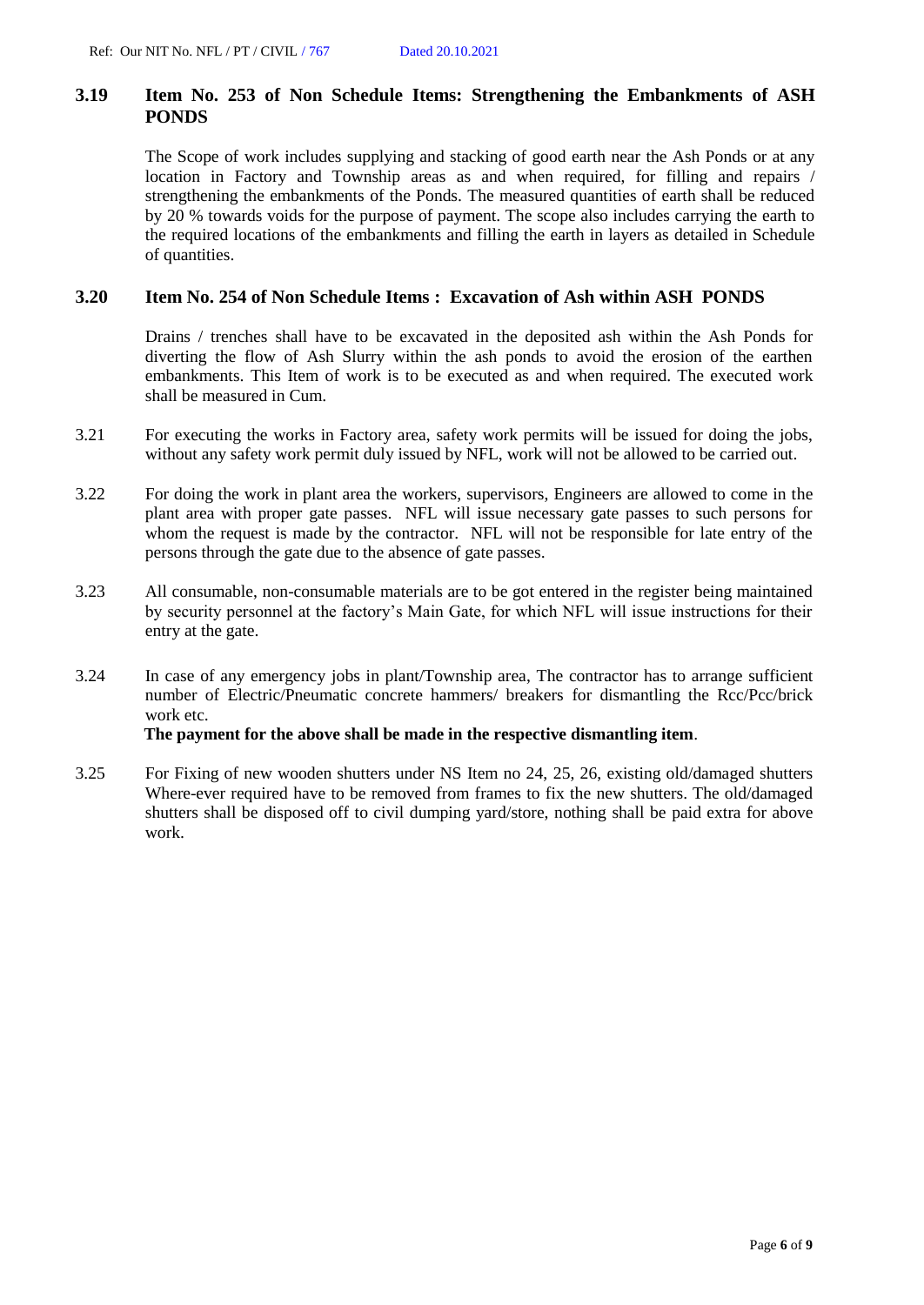### 3.19 Item No. 253 of Non Schedule Items: Strengthening the Embankments of ASH PONDS

The Scope of work includes supplying and stacking of good earth near the Ash Ponds or at any location in Factory and Township areas as and when required, for filling and repairs / strengthening the embankments of the Ponds. The measured quantities of earth shall be reduced by 20 % towards voids for the purpose of payment. The scope also includes carrying the earth to the required locations of the embankments and filling the earth in layers as detailed in Schedule of quantities.

### 3.20 Item No. 254 of Non Schedule Items : Excavation of Ash within ASH PONDS

Drains / trenches shall have to be excavated in the deposited ash within the Ash Ponds for diverting the flow of Ash Slurry within the ash ponds to avoid the erosion of the earthen embankments. This Item of work is to be executed as and when required. The executed work shall be measured in Cum.

3.21 For executing the works in Factory area, safety work permits will be issued for doing the jobs, without any safety work permit duly issued by NFL, work will not be allowed to be carried out.

3.22 For doing the work in plant area the workers, supervisors, Engineers are allowed to come in the plant area with proper gate passes. NFL will issue necessary gate passes to such persons for whom the request is made by the contractor. NFL will not be responsible for late entry of the persons through the gate due to the absence of gate passes.

3.23 All consumable, non-consumable materials are to be got entered in the register being maintained by security personnel at the factory's Main Gate, for which NFL will issue instructions for their entry at the gate.

3.24 In case of any emergency jobs in plant/Township area, The contractor has to arrange sufficient number of Electric/Pneumatic concrete hammers/ breakers for dismantling the Rcc/Pcc/brick work etc.

**The payment for the above shall be made in the respective dismantling item**.

3.25 For Fixing of new wooden shutters under NS Item no 24, 25, 26, existing old/damaged shutters Where-ever required have to be removed from frames to fix the new shutters. The old/damaged shutters shall be disposed off to civil dumping yard/store, nothing shall be paid extra for above work.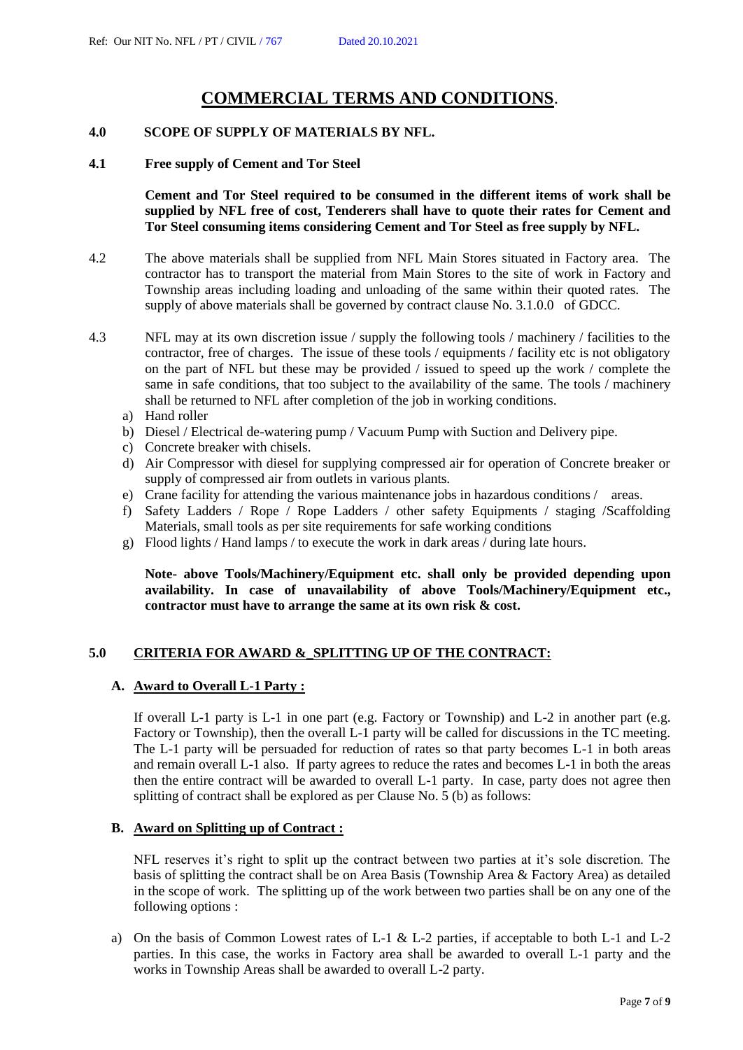# COMMERCIAL TERMS AND CONDITIONS.

**4.0 SCOPE OF SUPPLY OF MATERIALS BY NFL.**

**4.1 Free supply of Cement and Tor Steel**

**Cement and Tor Steel required to be consumed in the different items of work shall be supplied by NFL free of cost, Tenderers shall have to quote their rates for Cement and Tor Steel consuming items considering Cement and Tor Steel as free supply by NFL.**

4.2 The above materials shall be supplied from NFL Main Stores situated in Factory area. The contractor has to transport the material from Main Stores to the site of work in Factory and Township areas including loading and unloading of the same within their quoted rates. The supply of above materials shall be governed by contract clause No. 3.1.0.0 of GDCC.

4.3 NFL may at its own discretion issue / supply the following tools / machinery / facilities to the contractor, free of charges. The issue of these tools / equipments / facility etc is not obligatory on the part of NFL but these may be provided / issued to speed up the work / complete the same in safe conditions, that too subject to the availability of the same. The tools / machinery shall be returned to NFL after completion of the job in working conditions.

a) Hand roller
b) Diesel / Electrical de-watering pump / Vacuum Pump with Suction and Delivery pipe.
c) Concrete breaker with chisels.
d) Air Compressor with diesel for supplying compressed air for operation of Concrete breaker or supply of compressed air from outlets in various plants.
e) Crane facility for attending the various maintenance jobs in hazardous conditions / areas.
f) Safety Ladders / Rope / Rope Ladders / other safety Equipments / staging /Scaffolding Materials, small tools as per site requirements for safe working conditions
g) Flood lights / Hand lamps / to execute the work in dark areas / during late hours.

**Note- above Tools/Machinery/Equipment etc. shall only be provided depending upon availability. In case of unavailability of above Tools/Machinery/Equipment etc., contractor must have to arrange the same at its own risk & cost.**

## 5.0 CRITERIA FOR AWARD &_SPLITTING UP OF THE CONTRACT:

**A. Award to Overall L-1 Party :**

If overall L-1 party is L-1 in one part (e.g. Factory or Township) and L-2 in another part (e.g. Factory or Township), then the overall L-1 party will be called for discussions in the TC meeting. The L-1 party will be persuaded for reduction of rates so that party becomes L-1 in both areas and remain overall L-1 also. If party agrees to reduce the rates and becomes L-1 in both the areas then the entire contract will be awarded to overall L-1 party. In case, party does not agree then splitting of contract shall be explored as per Clause No. 5 (b) as follows:

**B. Award on Splitting up of Contract :**

NFL reserves it's right to split up the contract between two parties at it's sole discretion. The basis of splitting the contract shall be on Area Basis (Township Area & Factory Area) as detailed in the scope of work. The splitting up of the work between two parties shall be on any one of the following options :

a) On the basis of Common Lowest rates of L-1 & L-2 parties, if acceptable to both L-1 and L-2 parties. In this case, the works in Factory area shall be awarded to overall L-1 party and the works in Township Areas shall be awarded to overall L-2 party.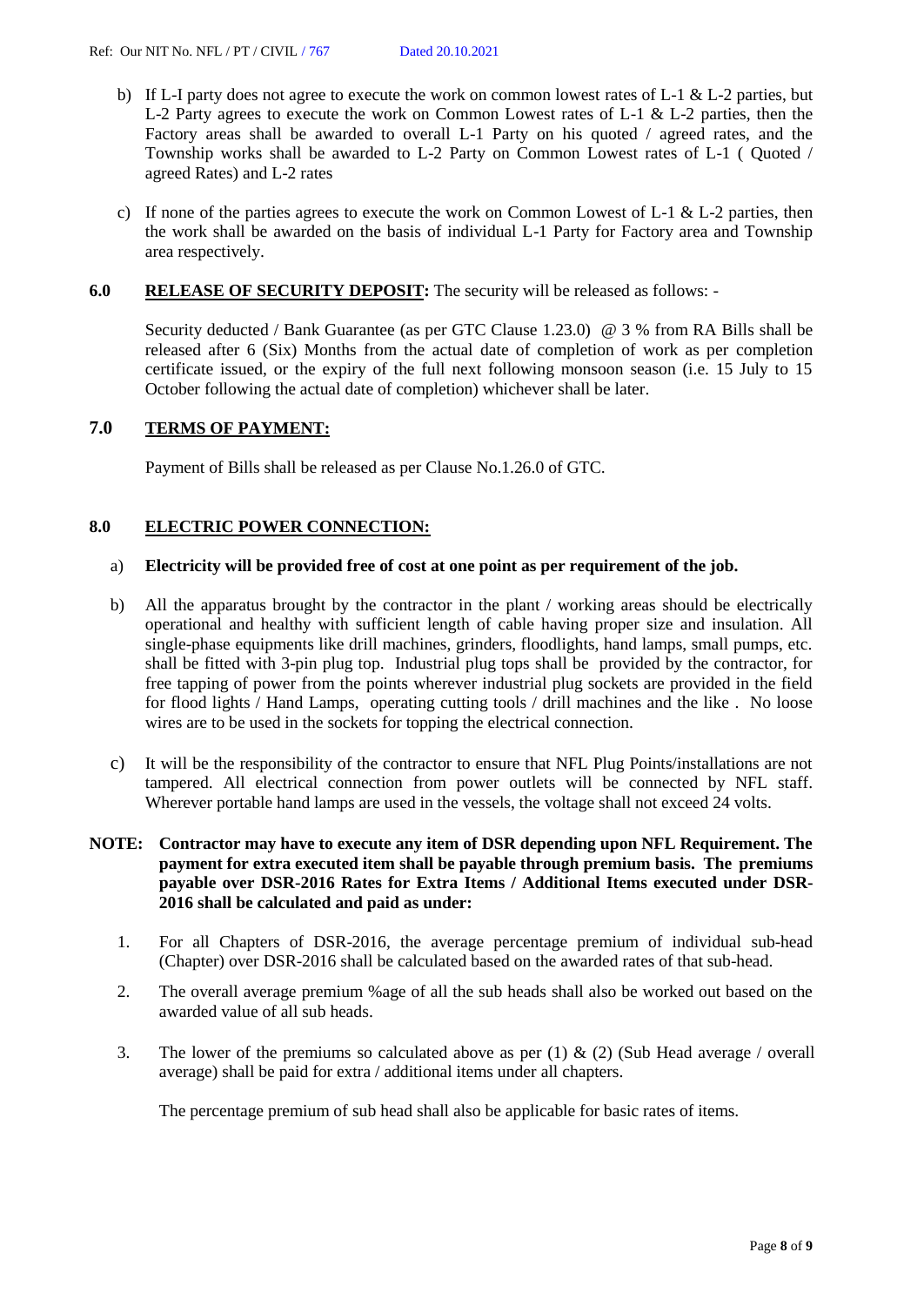b) If L-I party does not agree to execute the work on common lowest rates of L-1 & L-2 parties, but L-2 Party agrees to execute the work on Common Lowest rates of L-1 & L-2 parties, then the Factory areas shall be awarded to overall L-1 Party on his quoted / agreed rates, and the Township works shall be awarded to L-2 Party on Common Lowest rates of L-1 ( Quoted / agreed Rates) and L-2 rates

c) If none of the parties agrees to execute the work on Common Lowest of L-1 & L-2 parties, then the work shall be awarded on the basis of individual L-1 Party for Factory area and Township area respectively.

**6.0 <u>RELEASE OF SECURITY DEPOSIT</u>:** The security will be released as follows: -

Security deducted / Bank Guarantee (as per GTC Clause 1.23.0) @ 3 % from RA Bills shall be released after 6 (Six) Months from the actual date of completion of work as per completion certificate issued, or the expiry of the full next following monsoon season (i.e. 15 July to 15 October following the actual date of completion) whichever shall be later.

## 7.0 <u>TERMS OF PAYMENT:</u>

Payment of Bills shall be released as per Clause No.1.26.0 of GTC.

## 8.0 <u>ELECTRIC POWER CONNECTION:</u>

a) **Electricity will be provided free of cost at one point as per requirement of the job.**

b) All the apparatus brought by the contractor in the plant / working areas should be electrically operational and healthy with sufficient length of cable having proper size and insulation. All single-phase equipments like drill machines, grinders, floodlights, hand lamps, small pumps, etc. shall be fitted with 3-pin plug top. Industrial plug tops shall be provided by the contractor, for free tapping of power from the points wherever industrial plug sockets are provided in the field for flood lights / Hand Lamps, operating cutting tools / drill machines and the like . No loose wires are to be used in the sockets for topping the electrical connection.

c) It will be the responsibility of the contractor to ensure that NFL Plug Points/installations are not tampered. All electrical connection from power outlets will be connected by NFL staff. Wherever portable hand lamps are used in the vessels, the voltage shall not exceed 24 volts.

**NOTE: Contractor may have to execute any item of DSR depending upon NFL Requirement. The payment for extra executed item shall be payable through premium basis. The premiums payable over DSR-2016 Rates for Extra Items / Additional Items executed under DSR-2016 shall be calculated and paid as under:**

1. For all Chapters of DSR-2016, the average percentage premium of individual sub-head (Chapter) over DSR-2016 shall be calculated based on the awarded rates of that sub-head.
2. The overall average premium %age of all the sub heads shall also be worked out based on the awarded value of all sub heads.
3. The lower of the premiums so calculated above as per (1) & (2) (Sub Head average / overall average) shall be paid for extra / additional items under all chapters.

The percentage premium of sub head shall also be applicable for basic rates of items.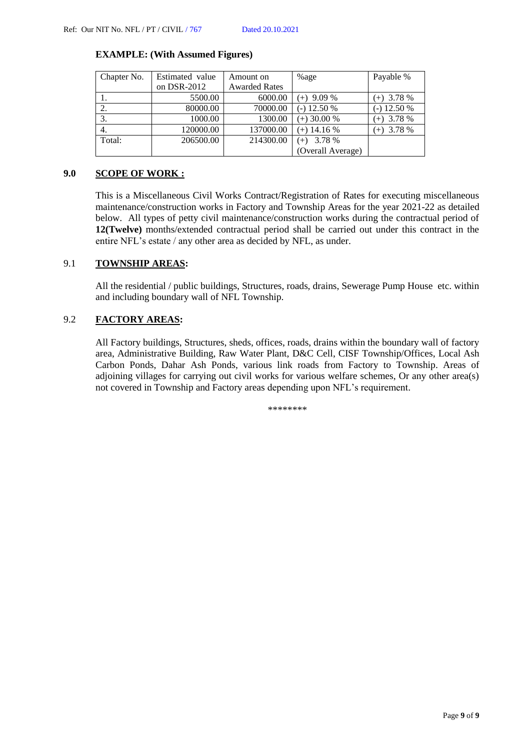**EXAMPLE: (With Assumed Figures)**

| Chapter No. | Estimated value on DSR-2012 | Amount on Awarded Rates | %age | Payable % |
|---|---|---|---|---|
| 1. | 5500.00 | 6000.00 | (+) 9.09 % | (+) 3.78 % |
| 2. | 80000.00 | 70000.00 | (-) 12.50 % | (-) 12.50 % |
| 3. | 1000.00 | 1300.00 | (+) 30.00 % | (+) 3.78 % |
| 4. | 120000.00 | 137000.00 | (+) 14.16 % | (+) 3.78 % |
| Total: | 206500.00 | 214300.00 | (+) 3.78 % (Overall Average) | |

## 9.0 SCOPE OF WORK :

This is a Miscellaneous Civil Works Contract/Registration of Rates for executing miscellaneous maintenance/construction works in Factory and Township Areas for the year 2021-22 as detailed below. All types of petty civil maintenance/construction works during the contractual period of **12(Twelve)** months/extended contractual period shall be carried out under this contract in the entire NFL's estate / any other area as decided by NFL, as under.

### 9.1 TOWNSHIP AREAS:

All the residential / public buildings, Structures, roads, drains, Sewerage Pump House etc. within and including boundary wall of NFL Township.

### 9.2 FACTORY AREAS:

All Factory buildings, Structures, sheds, offices, roads, drains within the boundary wall of factory area, Administrative Building, Raw Water Plant, D&C Cell, CISF Township/Offices, Local Ash Carbon Ponds, Dahar Ash Ponds, various link roads from Factory to Township. Areas of adjoining villages for carrying out civil works for various welfare schemes, Or any other area(s) not covered in Township and Factory areas depending upon NFL's requirement.

********